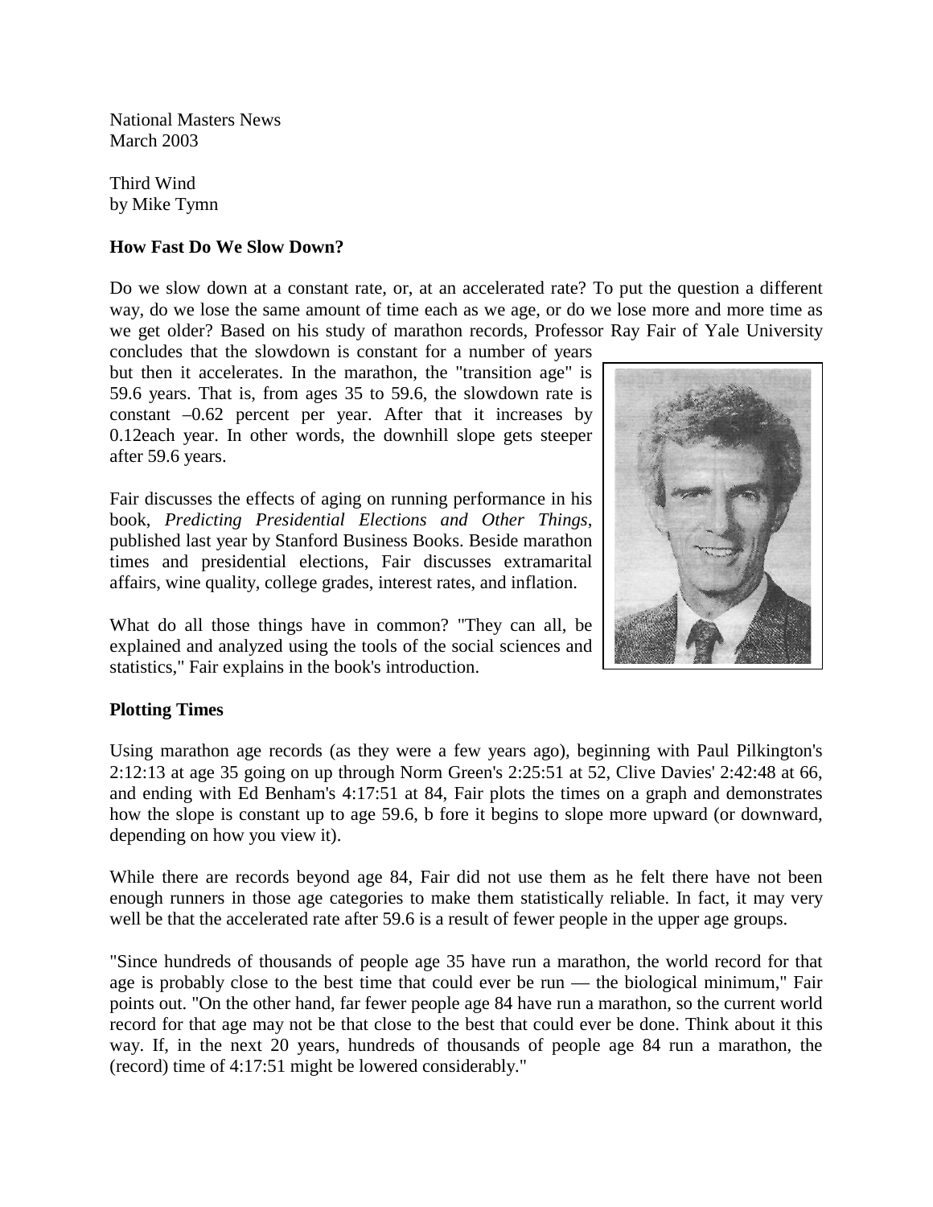National Masters News
March 2003

Third Wind
by Mike Tymn

**How Fast Do We Slow Down?**

Do we slow down at a constant rate, or, at an accelerated rate? To put the question a different way, do we lose the same amount of time each as we age, or do we lose more and more time as we get older? Based on his study of marathon records, Professor Ray Fair of Yale University concludes that the slowdown is constant for a number of years but then it accelerates. In the marathon, the "transition age" is 59.6 years. That is, from ages 35 to 59.6, the slowdown rate is constant –0.62 percent per year. After that it increases by 0.12each year. In other words, the downhill slope gets steeper after 59.6 years.

Fair discusses the effects of aging on running performance in his book, *Predicting Presidential Elections and Other Things*, published last year by Stanford Business Books. Beside marathon times and presidential elections, Fair discusses extramarital affairs, wine quality, college grades, interest rates, and inflation.

What do all those things have in common? "They can all, be explained and analyzed using the tools of the social sciences and statistics," Fair explains in the book's introduction.

**Plotting Times**

Using marathon age records (as they were a few years ago), beginning with Paul Pilkington's 2:12:13 at age 35 going on up through Norm Green's 2:25:51 at 52, Clive Davies' 2:42:48 at 66, and ending with Ed Benham's 4:17:51 at 84, Fair plots the times on a graph and demonstrates how the slope is constant up to age 59.6, b fore it begins to slope more upward (or downward, depending on how you view it).

While there are records beyond age 84, Fair did not use them as he felt there have not been enough runners in those age categories to make them statistically reliable. In fact, it may very well be that the accelerated rate after 59.6 is a result of fewer people in the upper age groups.

"Since hundreds of thousands of people age 35 have run a marathon, the world record for that age is probably close to the best time that could ever be run — the biological minimum," Fair points out. "On the other hand, far fewer people age 84 have run a marathon, so the current world record for that age may not be that close to the best that could ever be done. Think about it this way. If, in the next 20 years, hundreds of thousands of people age 84 run a marathon, the (record) time of 4:17:51 might be lowered considerably."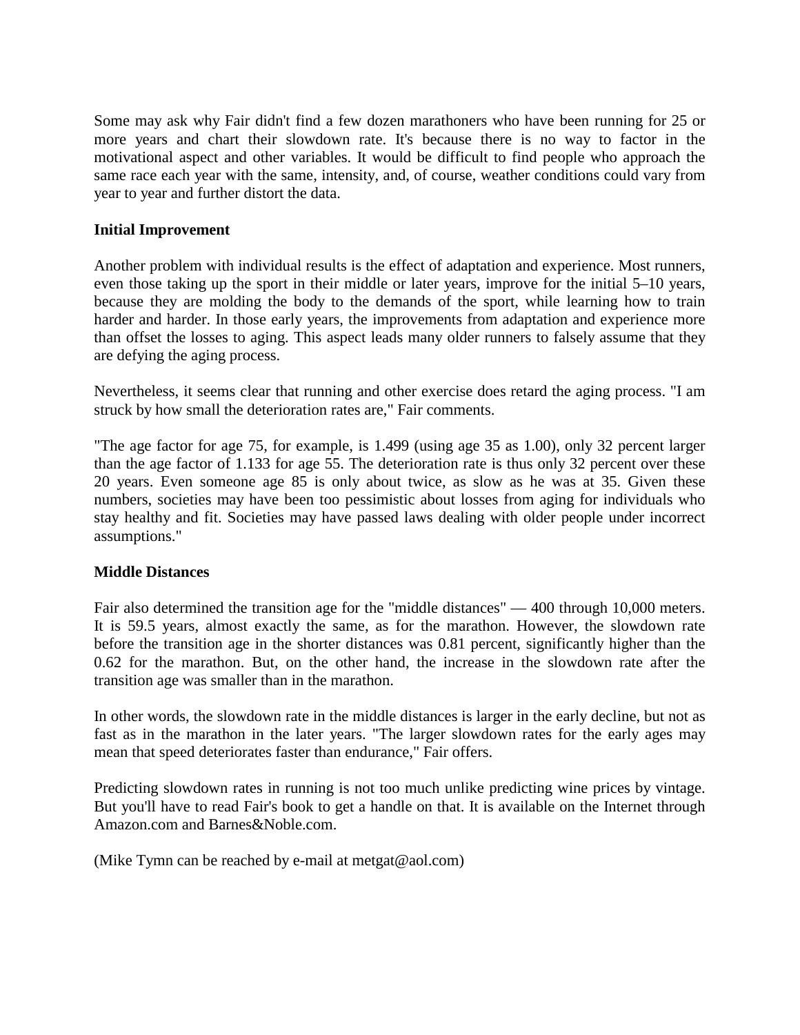Some may ask why Fair didn't find a few dozen marathoners who have been running for 25 or more years and chart their slowdown rate. It's because there is no way to factor in the motivational aspect and other variables. It would be difficult to find people who approach the same race each year with the same, intensity, and, of course, weather conditions could vary from year to year and further distort the data.

**Initial Improvement**

Another problem with individual results is the effect of adaptation and experience. Most runners, even those taking up the sport in their middle or later years, improve for the initial 5–10 years, because they are molding the body to the demands of the sport, while learning how to train harder and harder. In those early years, the improvements from adaptation and experience more than offset the losses to aging. This aspect leads many older runners to falsely assume that they are defying the aging process.

Nevertheless, it seems clear that running and other exercise does retard the aging process. "I am struck by how small the deterioration rates are," Fair comments.

"The age factor for age 75, for example, is 1.499 (using age 35 as 1.00), only 32 percent larger than the age factor of 1.133 for age 55. The deterioration rate is thus only 32 percent over these 20 years. Even someone age 85 is only about twice, as slow as he was at 35. Given these numbers, societies may have been too pessimistic about losses from aging for individuals who stay healthy and fit. Societies may have passed laws dealing with older people under incorrect assumptions."

**Middle Distances**

Fair also determined the transition age for the "middle distances" — 400 through 10,000 meters. It is 59.5 years, almost exactly the same, as for the marathon. However, the slowdown rate before the transition age in the shorter distances was 0.81 percent, significantly higher than the 0.62 for the marathon. But, on the other hand, the increase in the slowdown rate after the transition age was smaller than in the marathon.

In other words, the slowdown rate in the middle distances is larger in the early decline, but not as fast as in the marathon in the later years. "The larger slowdown rates for the early ages may mean that speed deteriorates faster than endurance," Fair offers.

Predicting slowdown rates in running is not too much unlike predicting wine prices by vintage. But you'll have to read Fair's book to get a handle on that. It is available on the Internet through Amazon.com and Barnes&Noble.com.

(Mike Tymn can be reached by e-mail at metgat@aol.com)